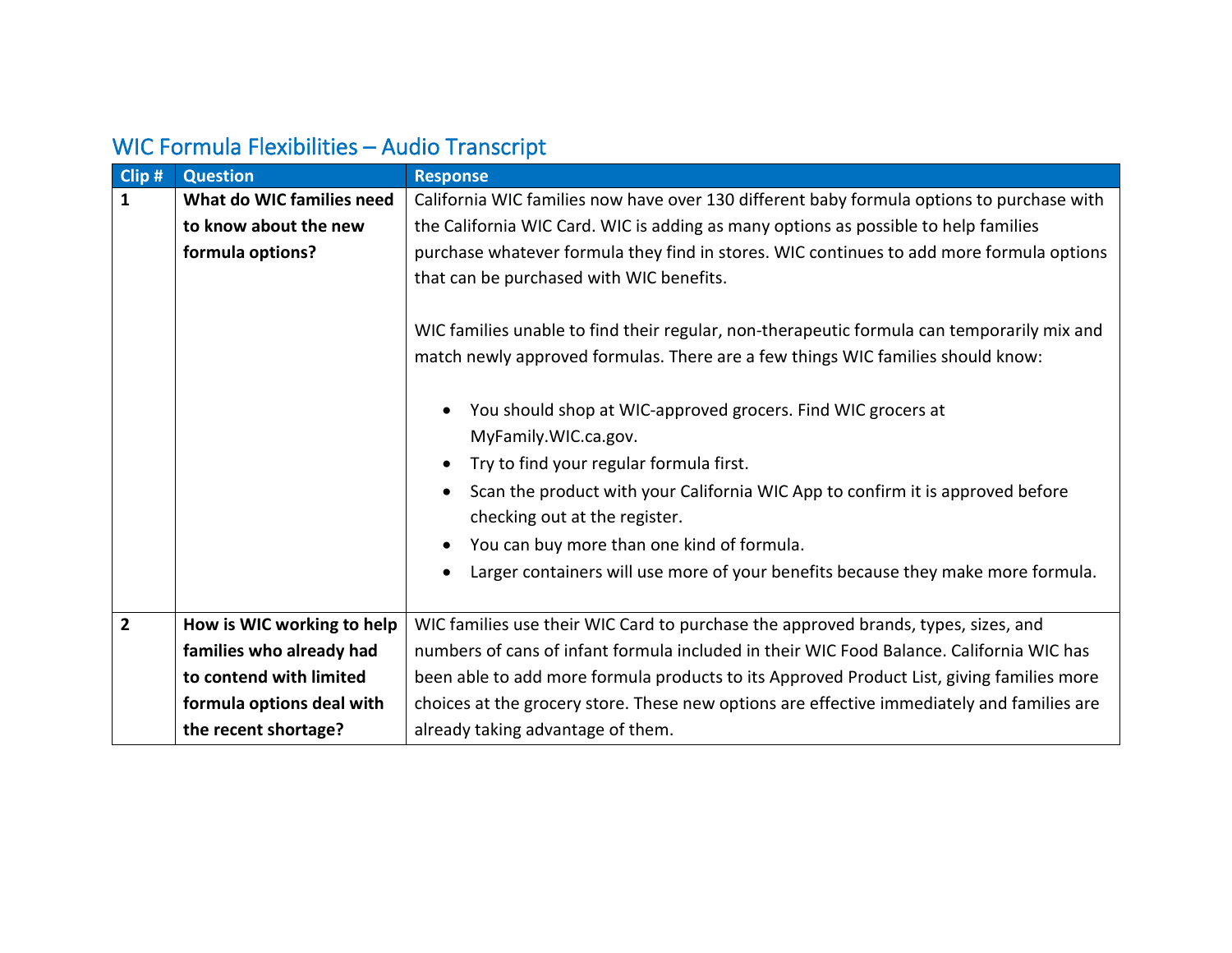## WIC Formula Flexibilities – Audio Transcript

| Clip # | Question | Response |
|---|---|---|
| **1** | **What do WIC families need to know about the new formula options?** | California WIC families now have over 130 different baby formula options to purchase with the California WIC Card. WIC is adding as many options as possible to help families purchase whatever formula they find in stores. WIC continues to add more formula options that can be purchased with WIC benefits.<br><br>WIC families unable to find their regular, non-therapeutic formula can temporarily mix and match newly approved formulas. There are a few things WIC families should know:<br><br>• You should shop at WIC-approved grocers. Find WIC grocers at MyFamily.WIC.ca.gov.<br>• Try to find your regular formula first.<br>• Scan the product with your California WIC App to confirm it is approved before checking out at the register.<br>• You can buy more than one kind of formula.<br>• Larger containers will use more of your benefits because they make more formula. |
| **2** | **How is WIC working to help families who already had to contend with limited formula options deal with the recent shortage?** | WIC families use their WIC Card to purchase the approved brands, types, sizes, and numbers of cans of infant formula included in their WIC Food Balance. California WIC has been able to add more formula products to its Approved Product List, giving families more choices at the grocery store. These new options are effective immediately and families are already taking advantage of them. |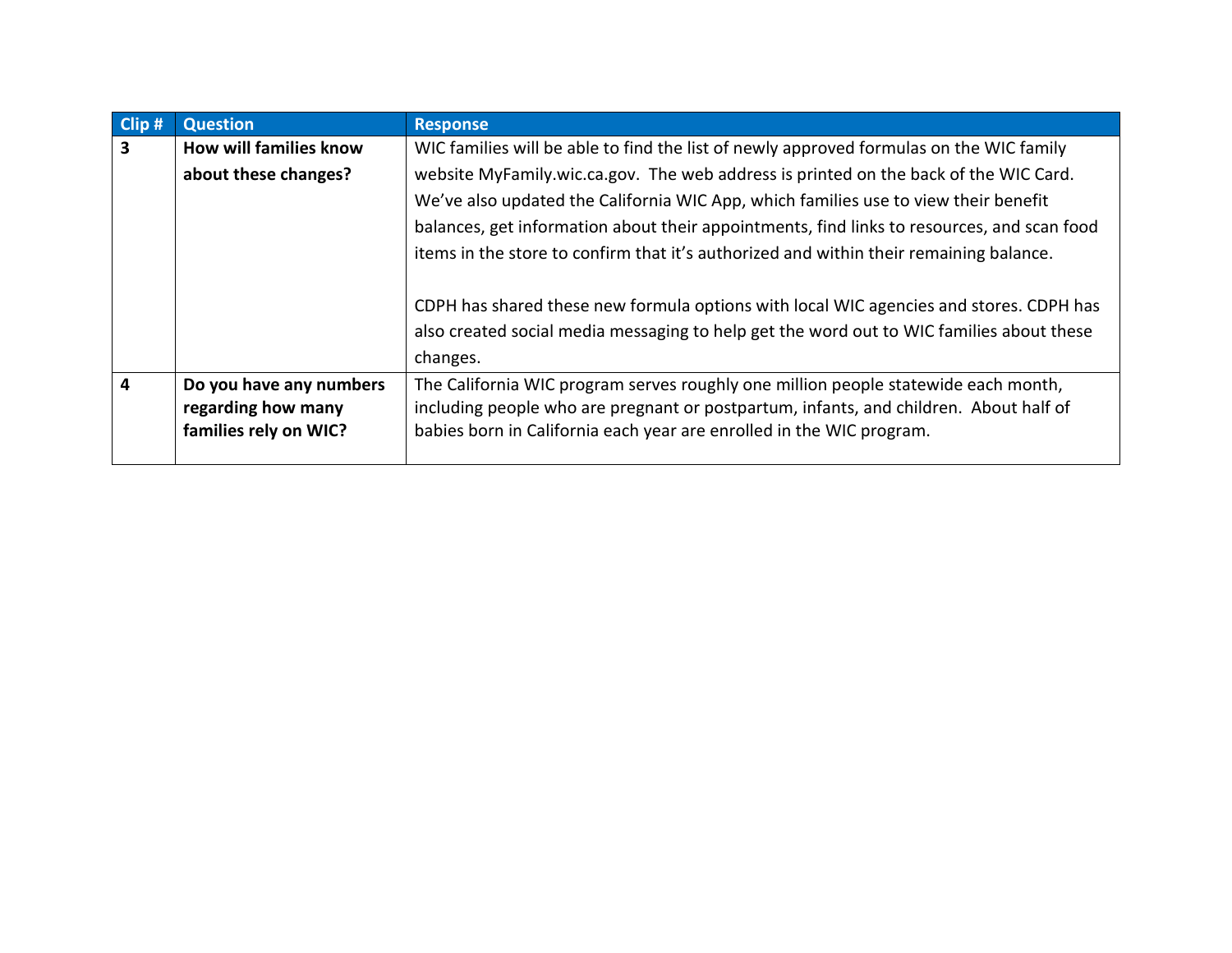| Clip # | Question | Response |
|---|---|---|
| **3** | **How will families know about these changes?** | WIC families will be able to find the list of newly approved formulas on the WIC family website MyFamily.wic.ca.gov. The web address is printed on the back of the WIC Card. We've also updated the California WIC App, which families use to view their benefit balances, get information about their appointments, find links to resources, and scan food items in the store to confirm that it's authorized and within their remaining balance.<br><br>CDPH has shared these new formula options with local WIC agencies and stores. CDPH has also created social media messaging to help get the word out to WIC families about these changes. |
| **4** | **Do you have any numbers regarding how many families rely on WIC?** | The California WIC program serves roughly one million people statewide each month, including people who are pregnant or postpartum, infants, and children. About half of babies born in California each year are enrolled in the WIC program. |